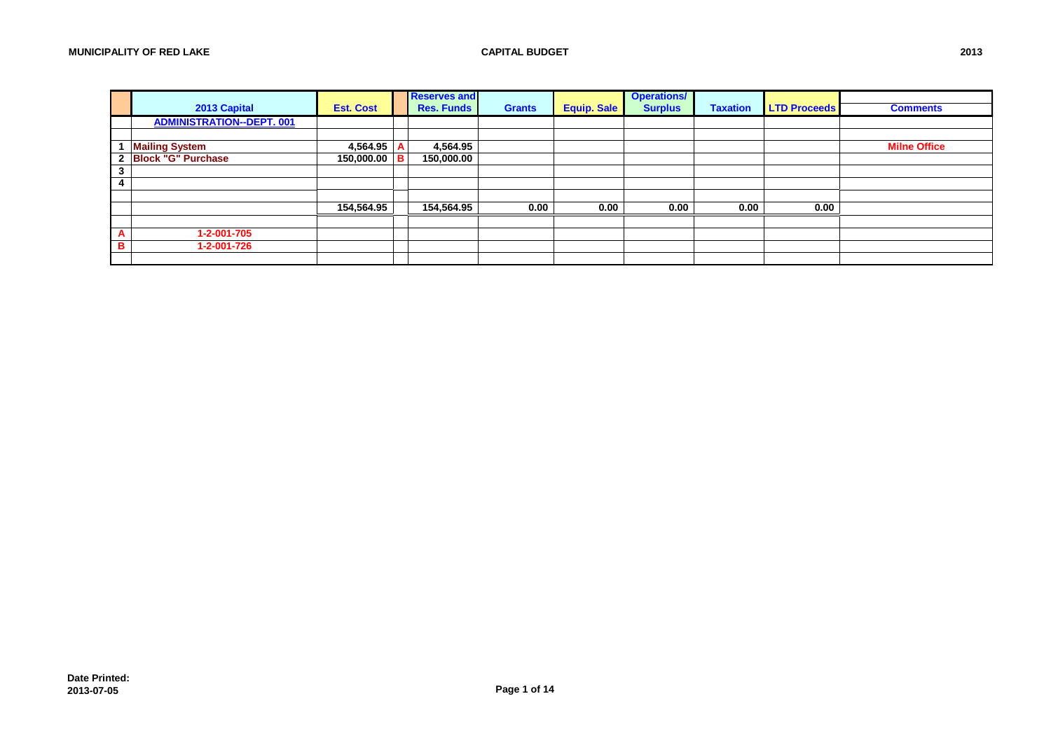MUNICIPALITY OF RED LAKE — CAPITAL BUDGET — 2013

| | 2013 Capital | Est. Cost | | Reserves and Res. Funds | Grants | Equip. Sale | Operations/ Surplus | Taxation | LTD Proceeds | Comments |
|---|---|---|---|---|---|---|---|---|---|---|
| | ADMINISTRATION--DEPT. 001 | | | | | | | | | |
| | | | | | | | | | | |
| 1 | Mailing System | 4,564.95 | A | 4,564.95 | | | | | | Milne Office |
| 2 | Block "G" Purchase | 150,000.00 | B | 150,000.00 | | | | | | |
| 3 | | | | | | | | | | |
| 4 | | | | | | | | | | |
| | | | | | | | | | | |
| | | 154,564.95 | | 154,564.95 | 0.00 | 0.00 | 0.00 | 0.00 | 0.00 | |
| | | | | | | | | | | |
| A | 1-2-001-705 | | | | | | | | | |
| B | 1-2-001-726 | | | | | | | | | |

**Date Printed:**
**2013-07-05**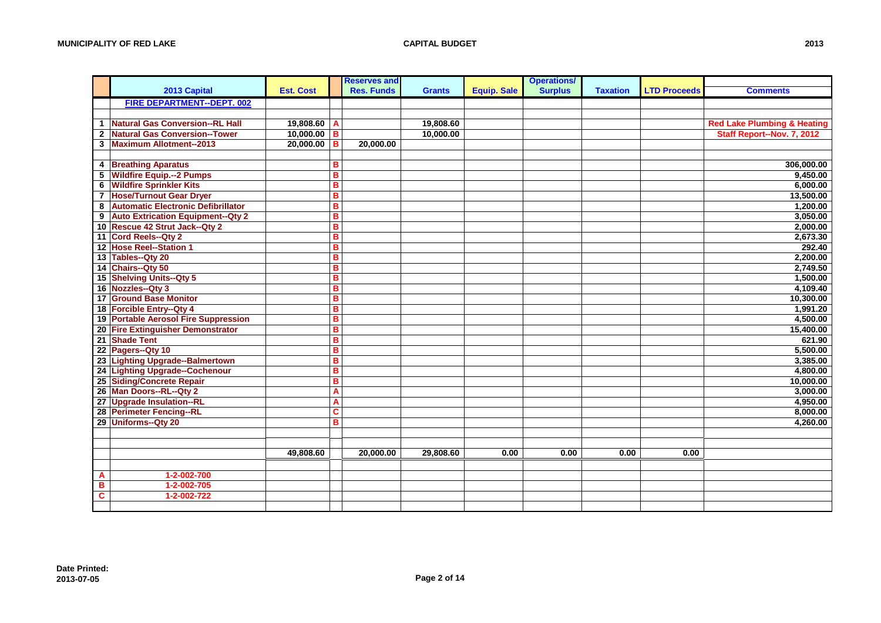**MUNICIPALITY OF RED LAKE** | **CAPITAL BUDGET** | **2013**

| | 2013 Capital | Est. Cost | | Reserves and Res. Funds | Grants | Equip. Sale | Operations/ Surplus | Taxation | LTD Proceeds | Comments |
|---|---|---|---|---|---|---|---|---|---|---|
| | FIRE DEPARTMENT--DEPT. 002 | | | | | | | | | |
| | | | | | | | | | | |
| 1 | Natural Gas Conversion--RL Hall | 19,808.60 | A | | 19,808.60 | | | | | Red Lake Plumbing & Heating |
| 2 | Natural Gas Conversion--Tower | 10,000.00 | B | | 10,000.00 | | | | | Staff Report--Nov. 7, 2012 |
| 3 | Maximum Allotment--2013 | 20,000.00 | B | 20,000.00 | | | | | | |
| | | | | | | | | | | |
| 4 | Breathing Aparatus | | B | | | | | | | 306,000.00 |
| 5 | Wildfire Equip.--2 Pumps | | B | | | | | | | 9,450.00 |
| 6 | Wildfire Sprinkler Kits | | B | | | | | | | 6,000.00 |
| 7 | Hose/Turnout Gear Dryer | | B | | | | | | | 13,500.00 |
| 8 | Automatic Electronic Defibrillator | | B | | | | | | | 1,200.00 |
| 9 | Auto Extrication Equipment--Qty 2 | | B | | | | | | | 3,050.00 |
| 10 | Rescue 42 Strut Jack--Qty 2 | | B | | | | | | | 2,000.00 |
| 11 | Cord Reels--Qty 2 | | B | | | | | | | 2,673.30 |
| 12 | Hose Reel--Station 1 | | B | | | | | | | 292.40 |
| 13 | Tables--Qty 20 | | B | | | | | | | 2,200.00 |
| 14 | Chairs--Qty 50 | | B | | | | | | | 2,749.50 |
| 15 | Shelving Units--Qty 5 | | B | | | | | | | 1,500.00 |
| 16 | Nozzles--Qty 3 | | B | | | | | | | 4,109.40 |
| 17 | Ground Base Monitor | | B | | | | | | | 10,300.00 |
| 18 | Forcible Entry--Qty 4 | | B | | | | | | | 1,991.20 |
| 19 | Portable Aerosol Fire Suppression | | B | | | | | | | 4,500.00 |
| 20 | Fire Extinguisher Demonstrator | | B | | | | | | | 15,400.00 |
| 21 | Shade Tent | | B | | | | | | | 621.90 |
| 22 | Pagers--Qty 10 | | B | | | | | | | 5,500.00 |
| 23 | Lighting Upgrade--Balmertown | | B | | | | | | | 3,385.00 |
| 24 | Lighting Upgrade--Cochenour | | B | | | | | | | 4,800.00 |
| 25 | Siding/Concrete Repair | | B | | | | | | | 10,000.00 |
| 26 | Man Doors--RL--Qty 2 | | A | | | | | | | 3,000.00 |
| 27 | Upgrade Insulation--RL | | A | | | | | | | 4,950.00 |
| 28 | Perimeter Fencing--RL | | C | | | | | | | 8,000.00 |
| 29 | Uniforms--Qty 20 | | B | | | | | | | 4,260.00 |
| | | | | | | | | | | |
| | | | | | | | | | | |
| | | 49,808.60 | | 20,000.00 | 29,808.60 | 0.00 | 0.00 | 0.00 | 0.00 | |
| | | | | | | | | | | |
| A | 1-2-002-700 | | | | | | | | | |
| B | 1-2-002-705 | | | | | | | | | |
| C | 1-2-002-722 | | | | | | | | | |

**Date Printed:**
**2013-07-05**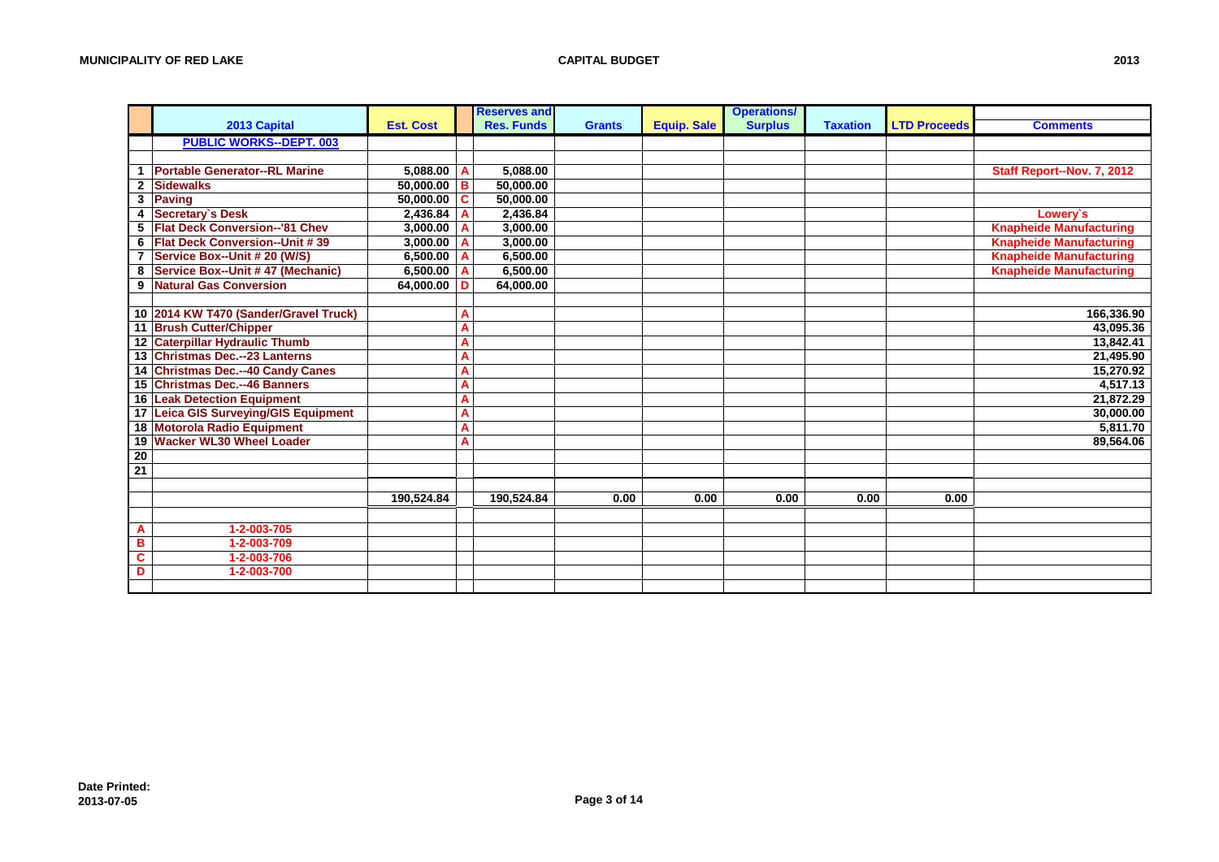**MUNICIPALITY OF RED LAKE** **CAPITAL BUDGET** **2013**

| | 2013 Capital | Est. Cost | | Reserves and Res. Funds | Grants | Equip. Sale | Operations/ Surplus | Taxation | LTD Proceeds | Comments |
|---|---|---|---|---|---|---|---|---|---|---|
| | **PUBLIC WORKS--DEPT. 003** | | | | | | | | | |
| | | | | | | | | | | |
| 1 | Portable Generator--RL Marine | 5,088.00 | A | 5,088.00 | | | | | | Staff Report--Nov. 7, 2012 |
| 2 | Sidewalks | 50,000.00 | B | 50,000.00 | | | | | | |
| 3 | Paving | 50,000.00 | C | 50,000.00 | | | | | | |
| 4 | Secretary`s Desk | 2,436.84 | A | 2,436.84 | | | | | | Lowery`s |
| 5 | Flat Deck Conversion--'81 Chev | 3,000.00 | A | 3,000.00 | | | | | | Knapheide Manufacturing |
| 6 | Flat Deck Conversion--Unit # 39 | 3,000.00 | A | 3,000.00 | | | | | | Knapheide Manufacturing |
| 7 | Service Box--Unit # 20 (W/S) | 6,500.00 | A | 6,500.00 | | | | | | Knapheide Manufacturing |
| 8 | Service Box--Unit # 47 (Mechanic) | 6,500.00 | A | 6,500.00 | | | | | | Knapheide Manufacturing |
| 9 | Natural Gas Conversion | 64,000.00 | D | 64,000.00 | | | | | | |
| | | | | | | | | | | |
| 10 | 2014 KW T470 (Sander/Gravel Truck) | | A | | | | | | | 166,336.90 |
| 11 | Brush Cutter/Chipper | | A | | | | | | | 43,095.36 |
| 12 | Caterpillar Hydraulic Thumb | | A | | | | | | | 13,842.41 |
| 13 | Christmas Dec.--23 Lanterns | | A | | | | | | | 21,495.90 |
| 14 | Christmas Dec.--40 Candy Canes | | A | | | | | | | 15,270.92 |
| 15 | Christmas Dec.--46 Banners | | A | | | | | | | 4,517.13 |
| 16 | Leak Detection Equipment | | A | | | | | | | 21,872.29 |
| 17 | Leica GIS Surveying/GIS Equipment | | A | | | | | | | 30,000.00 |
| 18 | Motorola Radio Equipment | | A | | | | | | | 5,811.70 |
| 19 | Wacker WL30 Wheel Loader | | A | | | | | | | 89,564.06 |
| 20 | | | | | | | | | | |
| 21 | | | | | | | | | | |
| | | | | | | | | | | |
| | | 190,524.84 | | 190,524.84 | 0.00 | 0.00 | 0.00 | 0.00 | 0.00 | |
| | | | | | | | | | | |
| A | 1-2-003-705 | | | | | | | | | |
| B | 1-2-003-709 | | | | | | | | | |
| C | 1-2-003-706 | | | | | | | | | |
| D | 1-2-003-700 | | | | | | | | | |

**Date Printed:**
**2013-07-05**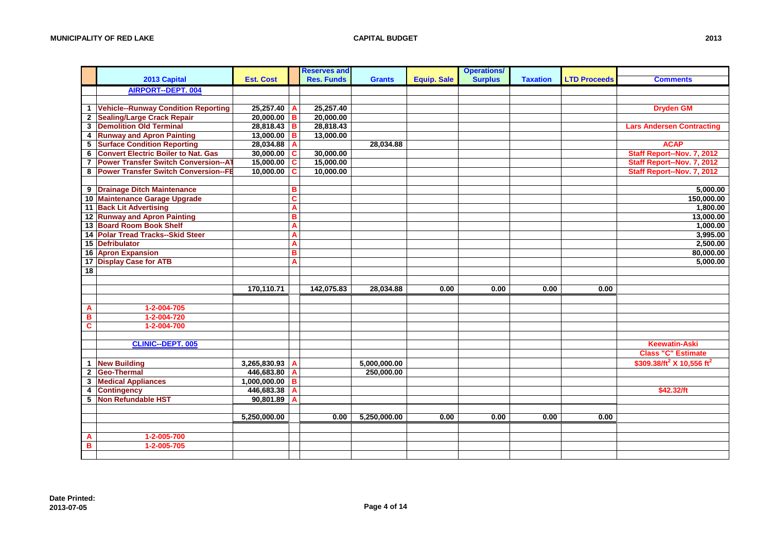MUNICIPALITY OF RED LAKE — CAPITAL BUDGET — 2013

| | 2013 Capital | Est. Cost | | Reserves and Res. Funds | Grants | Equip. Sale | Operations/ Surplus | Taxation | LTD Proceeds | Comments |
|---|---|---|---|---|---|---|---|---|---|---|
| | AIRPORT--DEPT. 004 | | | | | | | | | |
| | | | | | | | | | | |
| 1 | Vehicle--Runway Condition Reporting | 25,257.40 | A | 25,257.40 | | | | | | Dryden GM |
| 2 | Sealing/Large Crack Repair | 20,000.00 | B | 20,000.00 | | | | | | |
| 3 | Demolition Old Terminal | 28,818.43 | B | 28,818.43 | | | | | | Lars Andersen Contracting |
| 4 | Runway and Apron Painting | 13,000.00 | B | 13,000.00 | | | | | | |
| 5 | Surface Condition Reporting | 28,034.88 | A | | 28,034.88 | | | | | ACAP |
| 6 | Convert Electric Boiler to Nat. Gas | 30,000.00 | C | 30,000.00 | | | | | | Staff Report--Nov. 7, 2012 |
| 7 | Power Transfer Switch Conversion--AT | 15,000.00 | C | 15,000.00 | | | | | | Staff Report--Nov. 7, 2012 |
| 8 | Power Transfer Switch Conversion--FB | 10,000.00 | C | 10,000.00 | | | | | | Staff Report--Nov. 7, 2012 |
| | | | | | | | | | | |
| 9 | Drainage Ditch Maintenance | | B | | | | | | | 5,000.00 |
| 10 | Maintenance Garage Upgrade | | C | | | | | | | 150,000.00 |
| 11 | Back Lit Advertising | | A | | | | | | | 1,800.00 |
| 12 | Runway and Apron Painting | | B | | | | | | | 13,000.00 |
| 13 | Board Room Book Shelf | | A | | | | | | | 1,000.00 |
| 14 | Polar Tread Tracks--Skid Steer | | A | | | | | | | 3,995.00 |
| 15 | Defribulator | | A | | | | | | | 2,500.00 |
| 16 | Apron Expansion | | B | | | | | | | 80,000.00 |
| 17 | Display Case for ATB | | A | | | | | | | 5,000.00 |
| 18 | | | | | | | | | | |
| | | | | | | | | | | |
| | | 170,110.71 | | 142,075.83 | 28,034.88 | 0.00 | 0.00 | 0.00 | 0.00 | |
| | | | | | | | | | | |
| A | 1-2-004-705 | | | | | | | | | |
| B | 1-2-004-720 | | | | | | | | | |
| C | 1-2-004-700 | | | | | | | | | |
| | | | | | | | | | | |
| | CLINIC--DEPT. 005 | | | | | | | | | Keewatin-Aski |
| | | | | | | | | | | Class "C" Estimate |
| 1 | New Building | 3,265,830.93 | A | | 5,000,000.00 | | | | | $309.38/ft² X 10,556 ft² |
| 2 | Geo-Thermal | 446,683.80 | A | | 250,000.00 | | | | | |
| 3 | Medical Appliances | 1,000,000.00 | B | | | | | | | |
| 4 | Contingency | 446,683.38 | A | | | | | | | $42.32/ft |
| 5 | Non Refundable HST | 90,801.89 | A | | | | | | | |
| | | | | | | | | | | |
| | | 5,250,000.00 | | 0.00 | 5,250,000.00 | 0.00 | 0.00 | 0.00 | 0.00 | |
| | | | | | | | | | | |
| A | 1-2-005-700 | | | | | | | | | |
| B | 1-2-005-705 | | | | | | | | | |

Date Printed: 2013-07-05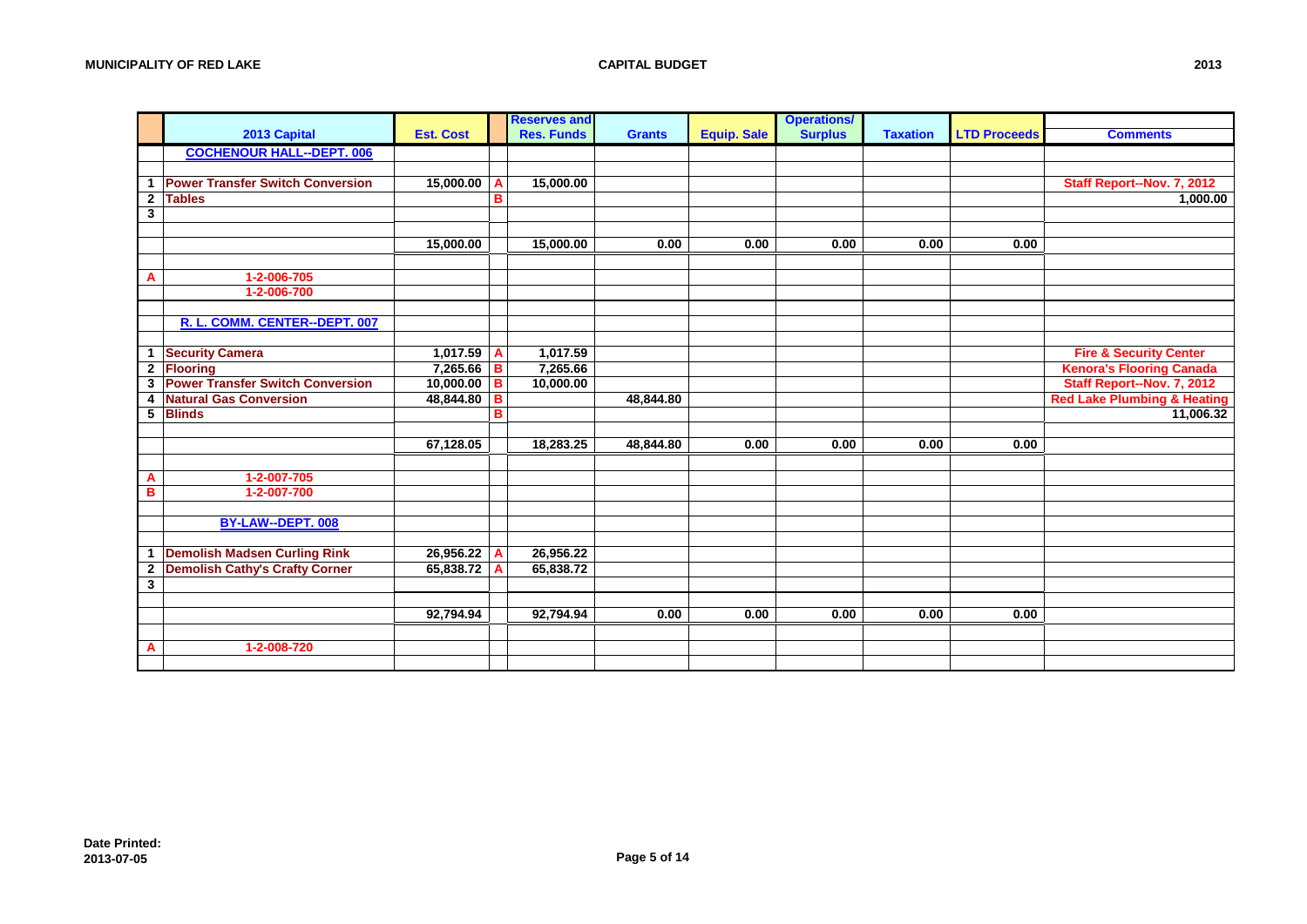|   | 2013 Capital | Est. Cost |   | Reserves and Res. Funds | Grants | Equip. Sale | Operations/ Surplus | Taxation | LTD Proceeds | Comments |
|---|---|---|---|---|---|---|---|---|---|---|
|   | COCHENOUR HALL--DEPT. 006 |   |   |   |   |   |   |   |   |   |
| 1 | Power Transfer Switch Conversion | 15,000.00 | A | 15,000.00 |   |   |   |   |   | Staff Report--Nov. 7, 2012 |
| 2 | Tables |   | B |   |   |   |   |   |   | 1,000.00 |
| 3 |   |   |   |   |   |   |   |   |   |   |
|   |   | 15,000.00 |   | 15,000.00 | 0.00 | 0.00 | 0.00 | 0.00 | 0.00 |   |
| A | 1-2-006-705 |   |   |   |   |   |   |   |   |   |
|   | 1-2-006-700 |   |   |   |   |   |   |   |   |   |
|   | R. L. COMM. CENTER--DEPT. 007 |   |   |   |   |   |   |   |   |   |
| 1 | Security Camera | 1,017.59 | A | 1,017.59 |   |   |   |   |   | Fire & Security Center |
| 2 | Flooring | 7,265.66 | B | 7,265.66 |   |   |   |   |   | Kenora's Flooring Canada |
| 3 | Power Transfer Switch Conversion | 10,000.00 | B | 10,000.00 |   |   |   |   |   | Staff Report--Nov. 7, 2012 |
| 4 | Natural Gas Conversion | 48,844.80 | B |   | 48,844.80 |   |   |   |   | Red Lake Plumbing & Heating |
| 5 | Blinds |   | B |   |   |   |   |   |   | 11,006.32 |
|   |   | 67,128.05 |   | 18,283.25 | 48,844.80 | 0.00 | 0.00 | 0.00 | 0.00 |   |
| A | 1-2-007-705 |   |   |   |   |   |   |   |   |   |
| B | 1-2-007-700 |   |   |   |   |   |   |   |   |   |
|   | BY-LAW--DEPT. 008 |   |   |   |   |   |   |   |   |   |
| 1 | Demolish Madsen Curling Rink | 26,956.22 | A | 26,956.22 |   |   |   |   |   |   |
| 2 | Demolish Cathy's Crafty Corner | 65,838.72 | A | 65,838.72 |   |   |   |   |   |   |
| 3 |   |   |   |   |   |   |   |   |   |   |
|   |   | 92,794.94 |   | 92,794.94 | 0.00 | 0.00 | 0.00 | 0.00 | 0.00 |   |
| A | 1-2-008-720 |   |   |   |   |   |   |   |   |   |

Date Printed:
2013-07-05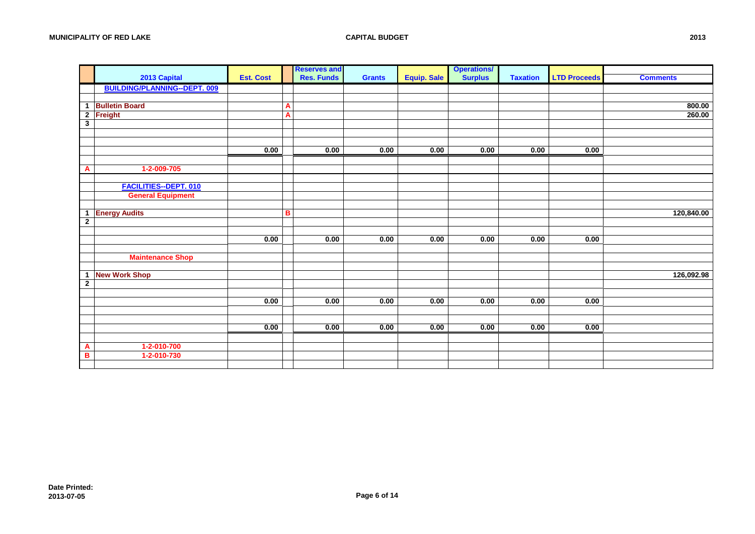**MUNICIPALITY OF RED LAKE** **CAPITAL BUDGET** **2013**

| | 2013 Capital | Est. Cost | | Reserves and Res. Funds | Grants | Equip. Sale | Operations/ Surplus | Taxation | LTD Proceeds | Comments |
|---|---|---|---|---|---|---|---|---|---|---|
| | **BUILDING/PLANNING--DEPT. 009** | | | | | | | | | |
| | | | | | | | | | | |
| 1 | Bulletin Board | | A | | | | | | | 800.00 |
| 2 | Freight | | A | | | | | | | 260.00 |
| 3 | | | | | | | | | | |
| | | | | | | | | | | |
| | | | | | | | | | | |
| | | 0.00 | | 0.00 | 0.00 | 0.00 | 0.00 | 0.00 | 0.00 | |
| | | | | | | | | | | |
| A | 1-2-009-705 | | | | | | | | | |
| | | | | | | | | | | |
| | **FACILITIES--DEPT. 010** | | | | | | | | | |
| | **General Equipment** | | | | | | | | | |
| | | | | | | | | | | |
| 1 | Energy Audits | | B | | | | | | | 120,840.00 |
| 2 | | | | | | | | | | |
| | | | | | | | | | | |
| | | 0.00 | | 0.00 | 0.00 | 0.00 | 0.00 | 0.00 | 0.00 | |
| | | | | | | | | | | |
| | **Maintenance Shop** | | | | | | | | | |
| | | | | | | | | | | |
| 1 | New Work Shop | | | | | | | | | 126,092.98 |
| 2 | | | | | | | | | | |
| | | | | | | | | | | |
| | | 0.00 | | 0.00 | 0.00 | 0.00 | 0.00 | 0.00 | 0.00 | |
| | | | | | | | | | | |
| | | | | | | | | | | |
| | | 0.00 | | 0.00 | 0.00 | 0.00 | 0.00 | 0.00 | 0.00 | |
| | | | | | | | | | | |
| A | 1-2-010-700 | | | | | | | | | |
| B | 1-2-010-730 | | | | | | | | | |

**Date Printed:**
**2013-07-05**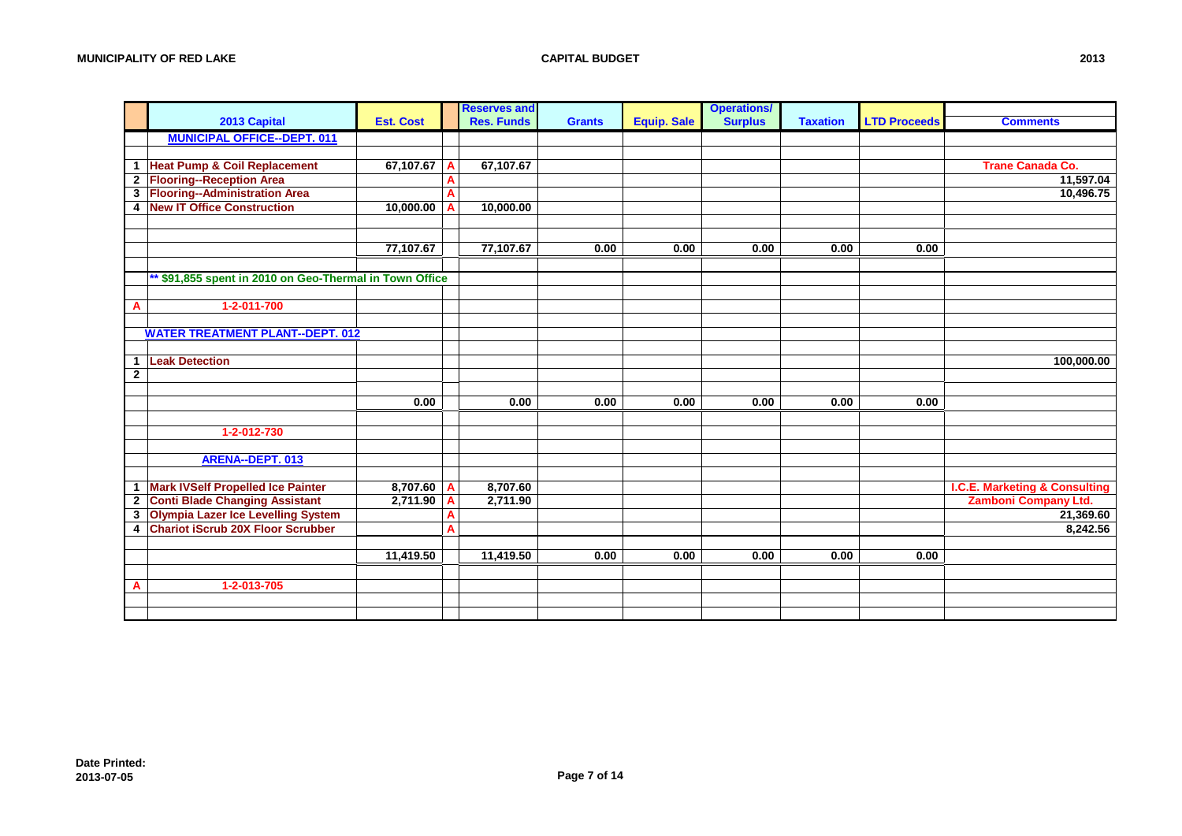**MUNICIPALITY OF RED LAKE** — **CAPITAL BUDGET** — **2013**

| | 2013 Capital | Est. Cost | | Reserves and Res. Funds | Grants | Equip. Sale | Operations/ Surplus | Taxation | LTD Proceeds | Comments |
|---|---|---|---|---|---|---|---|---|---|---|
| | **MUNICIPAL OFFICE--DEPT. 011** | | | | | | | | | |
| 1 | Heat Pump & Coil Replacement | 67,107.67 | A | 67,107.67 | | | | | | Trane Canada Co. |
| 2 | Flooring--Reception Area | | A | | | | | | | 11,597.04 |
| 3 | Flooring--Administration Area | | A | | | | | | | 10,496.75 |
| 4 | New IT Office Construction | 10,000.00 | A | 10,000.00 | | | | | | |
| | | 77,107.67 | | 77,107.67 | 0.00 | 0.00 | 0.00 | 0.00 | 0.00 | |
| | ** $91,855 spent in 2010 on Geo-Thermal in Town Office | | | | | | | | | |
| A | 1-2-011-700 | | | | | | | | | |
| | **WATER TREATMENT PLANT--DEPT. 012** | | | | | | | | | |
| 1 | Leak Detection | | | | | | | | | 100,000.00 |
| 2 | | | | | | | | | | |
| | | 0.00 | | 0.00 | 0.00 | 0.00 | 0.00 | 0.00 | 0.00 | |
| | 1-2-012-730 | | | | | | | | | |
| | **ARENA--DEPT. 013** | | | | | | | | | |
| 1 | Mark IVSelf Propelled Ice Painter | 8,707.60 | A | 8,707.60 | | | | | | I.C.E. Marketing & Consulting |
| 2 | Conti Blade Changing Assistant | 2,711.90 | A | 2,711.90 | | | | | | Zamboni Company Ltd. |
| 3 | Olympia Lazer Ice Levelling System | | A | | | | | | | 21,369.60 |
| 4 | Chariot iScrub 20X Floor Scrubber | | A | | | | | | | 8,242.56 |
| | | 11,419.50 | | 11,419.50 | 0.00 | 0.00 | 0.00 | 0.00 | 0.00 | |
| A | 1-2-013-705 | | | | | | | | | |

Date Printed:
2013-07-05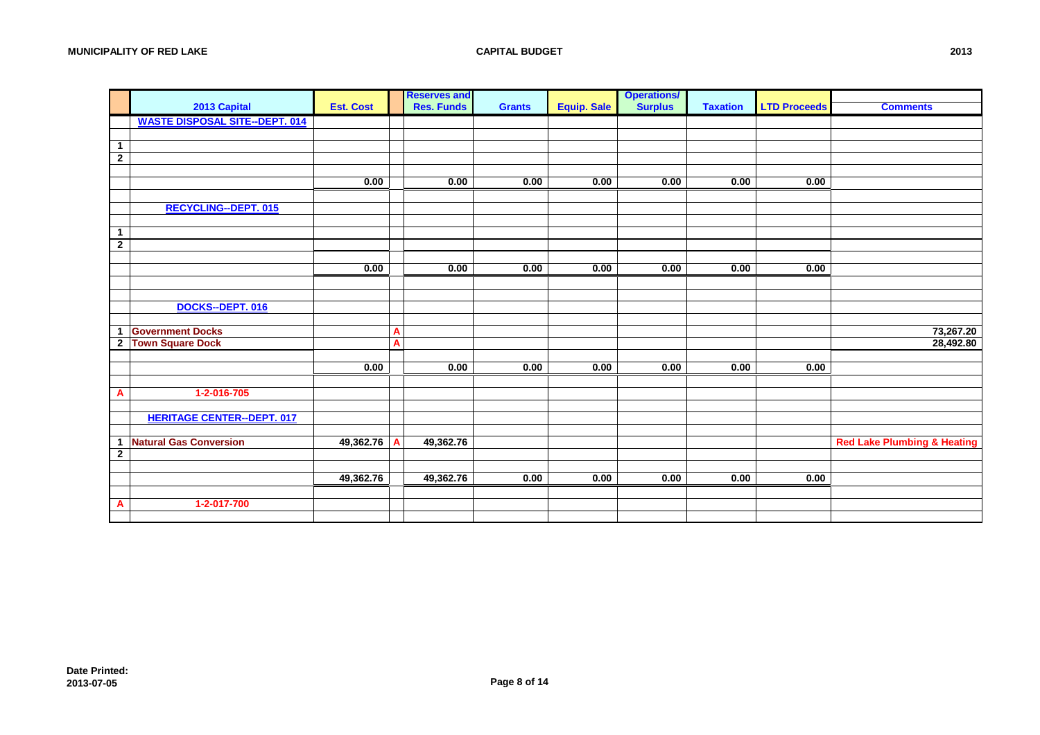**MUNICIPALITY OF RED LAKE** **CAPITAL BUDGET** **2013**

| | 2013 Capital | Est. Cost | | Reserves and Res. Funds | Grants | Equip. Sale | Operations/ Surplus | Taxation | LTD Proceeds | Comments |
|---|---|---|---|---|---|---|---|---|---|---|
| | **WASTE DISPOSAL SITE--DEPT. 014** | | | | | | | | | |
| | | | | | | | | | | |
| 1 | | | | | | | | | | |
| 2 | | | | | | | | | | |
| | | | | | | | | | | |
| | | 0.00 | | 0.00 | 0.00 | 0.00 | 0.00 | 0.00 | 0.00 | |
| | | | | | | | | | | |
| | **RECYCLING--DEPT. 015** | | | | | | | | | |
| | | | | | | | | | | |
| 1 | | | | | | | | | | |
| 2 | | | | | | | | | | |
| | | | | | | | | | | |
| | | 0.00 | | 0.00 | 0.00 | 0.00 | 0.00 | 0.00 | 0.00 | |
| | | | | | | | | | | |
| | | | | | | | | | | |
| | **DOCKS--DEPT. 016** | | | | | | | | | |
| | | | | | | | | | | |
| 1 | Government Docks | | A | | | | | | | 73,267.20 |
| 2 | Town Square Dock | | A | | | | | | | 28,492.80 |
| | | | | | | | | | | |
| | | 0.00 | | 0.00 | 0.00 | 0.00 | 0.00 | 0.00 | 0.00 | |
| | | | | | | | | | | |
| A | 1-2-016-705 | | | | | | | | | |
| | | | | | | | | | | |
| | **HERITAGE CENTER--DEPT. 017** | | | | | | | | | |
| | | | | | | | | | | |
| 1 | Natural Gas Conversion | 49,362.76 | A | 49,362.76 | | | | | | Red Lake Plumbing & Heating |
| 2 | | | | | | | | | | |
| | | | | | | | | | | |
| | | 49,362.76 | | 49,362.76 | 0.00 | 0.00 | 0.00 | 0.00 | 0.00 | |
| | | | | | | | | | | |
| A | 1-2-017-700 | | | | | | | | | |

**Date Printed:**
**2013-07-05**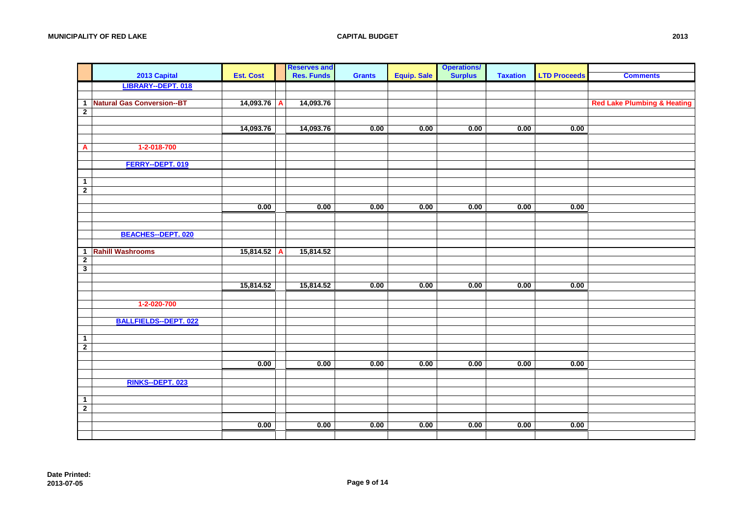**MUNICIPALITY OF RED LAKE** — **CAPITAL BUDGET** — **2013**

| | 2013 Capital | Est. Cost | | Reserves and Res. Funds | Grants | Equip. Sale | Operations/ Surplus | Taxation | LTD Proceeds | Comments |
|---|---|---|---|---|---|---|---|---|---|---|
| | LIBRARY--DEPT. 018 | | | | | | | | | |
| 1 | Natural Gas Conversion--BT | 14,093.76 | A | 14,093.76 | | | | | | Red Lake Plumbing & Heating |
| 2 | | | | | | | | | | |
| | | 14,093.76 | | 14,093.76 | 0.00 | 0.00 | 0.00 | 0.00 | 0.00 | |
| A | 1-2-018-700 | | | | | | | | | |
| | FERRY--DEPT. 019 | | | | | | | | | |
| 1 | | | | | | | | | | |
| 2 | | | | | | | | | | |
| | | 0.00 | | 0.00 | 0.00 | 0.00 | 0.00 | 0.00 | 0.00 | |
| | BEACHES--DEPT. 020 | | | | | | | | | |
| 1 | Rahill Washrooms | 15,814.52 | A | 15,814.52 | | | | | | |
| 2 | | | | | | | | | | |
| 3 | | | | | | | | | | |
| | | 15,814.52 | | 15,814.52 | 0.00 | 0.00 | 0.00 | 0.00 | 0.00 | |
| | 1-2-020-700 | | | | | | | | | |
| | BALLFIELDS--DEPT. 022 | | | | | | | | | |
| 1 | | | | | | | | | | |
| 2 | | | | | | | | | | |
| | | 0.00 | | 0.00 | 0.00 | 0.00 | 0.00 | 0.00 | 0.00 | |
| | RINKS--DEPT. 023 | | | | | | | | | |
| 1 | | | | | | | | | | |
| 2 | | | | | | | | | | |
| | | 0.00 | | 0.00 | 0.00 | 0.00 | 0.00 | 0.00 | 0.00 | |

**Date Printed:**
**2013-07-05**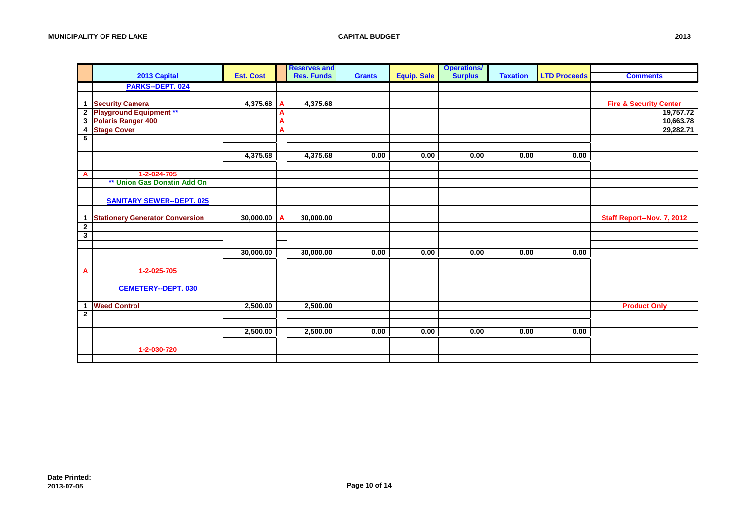| | 2013 Capital | Est. Cost | | Reserves and Res. Funds | Grants | Equip. Sale | Operations/ Surplus | Taxation | LTD Proceeds | Comments |
|---|---|---|---|---|---|---|---|---|---|---|
| | PARKS--DEPT. 024 | | | | | | | | | |
| | | | | | | | | | | |
| 1 | Security Camera | 4,375.68 | A | 4,375.68 | | | | | | Fire & Security Center |
| 2 | Playground Equipment ** | | A | | | | | | | 19,757.72 |
| 3 | Polaris Ranger 400 | | A | | | | | | | 10,663.78 |
| 4 | Stage Cover | | A | | | | | | | 29,282.71 |
| 5 | | | | | | | | | | |
| | | | | | | | | | | |
| | | 4,375.68 | | 4,375.68 | 0.00 | 0.00 | 0.00 | 0.00 | 0.00 | |
| | | | | | | | | | | |
| A | 1-2-024-705 | | | | | | | | | |
| | ** Union Gas Donatin Add On | | | | | | | | | |
| | | | | | | | | | | |
| | SANITARY SEWER--DEPT. 025 | | | | | | | | | |
| | | | | | | | | | | |
| 1 | Stationery Generator Conversion | 30,000.00 | A | 30,000.00 | | | | | | Staff Report--Nov. 7, 2012 |
| 2 | | | | | | | | | | |
| 3 | | | | | | | | | | |
| | | | | | | | | | | |
| | | 30,000.00 | | 30,000.00 | 0.00 | 0.00 | 0.00 | 0.00 | 0.00 | |
| | | | | | | | | | | |
| A | 1-2-025-705 | | | | | | | | | |
| | | | | | | | | | | |
| | CEMETERY--DEPT. 030 | | | | | | | | | |
| | | | | | | | | | | |
| 1 | Weed Control | 2,500.00 | | 2,500.00 | | | | | | Product Only |
| 2 | | | | | | | | | | |
| | | | | | | | | | | |
| | | 2,500.00 | | 2,500.00 | 0.00 | 0.00 | 0.00 | 0.00 | 0.00 | |
| | | | | | | | | | | |
| | 1-2-030-720 | | | | | | | | | |
| | | | | | | | | | | |

Date Printed:
2013-07-05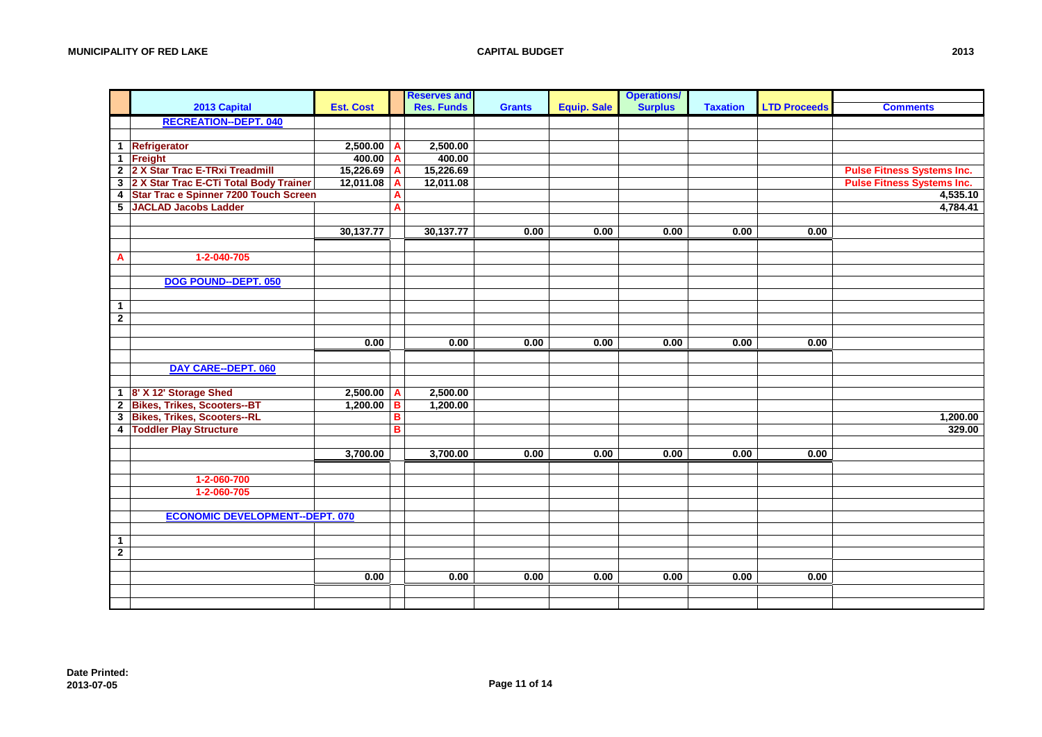MUNICIPALITY OF RED LAKE — CAPITAL BUDGET — 2013

| | 2013 Capital | Est. Cost | | Reserves and Res. Funds | Grants | Equip. Sale | Operations/ Surplus | Taxation | LTD Proceeds | Comments |
|---|---|---|---|---|---|---|---|---|---|---|
| | **RECREATION--DEPT. 040** | | | | | | | | | |
| | | | | | | | | | | |
| 1 | Refrigerator | 2,500.00 | A | 2,500.00 | | | | | | |
| 1 | Freight | 400.00 | A | 400.00 | | | | | | |
| 2 | 2 X Star Trac E-TRxi Treadmill | 15,226.69 | A | 15,226.69 | | | | | | Pulse Fitness Systems Inc. |
| 3 | 2 X Star Trac E-CTi Total Body Trainer | 12,011.08 | A | 12,011.08 | | | | | | Pulse Fitness Systems Inc. |
| 4 | Star Trac e Spinner 7200 Touch Screen | | A | | | | | | | 4,535.10 |
| 5 | JACLAD Jacobs Ladder | | A | | | | | | | 4,784.41 |
| | | | | | | | | | | |
| | | 30,137.77 | | 30,137.77 | 0.00 | 0.00 | 0.00 | 0.00 | 0.00 | |
| | | | | | | | | | | |
| A | 1-2-040-705 | | | | | | | | | |
| | | | | | | | | | | |
| | **DOG POUND--DEPT. 050** | | | | | | | | | |
| | | | | | | | | | | |
| 1 | | | | | | | | | | |
| 2 | | | | | | | | | | |
| | | | | | | | | | | |
| | | 0.00 | | 0.00 | 0.00 | 0.00 | 0.00 | 0.00 | 0.00 | |
| | | | | | | | | | | |
| | **DAY CARE--DEPT. 060** | | | | | | | | | |
| | | | | | | | | | | |
| 1 | 8' X 12' Storage Shed | 2,500.00 | A | 2,500.00 | | | | | | |
| 2 | Bikes, Trikes, Scooters--BT | 1,200.00 | B | 1,200.00 | | | | | | |
| 3 | Bikes, Trikes, Scooters--RL | | B | | | | | | | 1,200.00 |
| 4 | Toddler Play Structure | | B | | | | | | | 329.00 |
| | | | | | | | | | | |
| | | 3,700.00 | | 3,700.00 | 0.00 | 0.00 | 0.00 | 0.00 | 0.00 | |
| | | | | | | | | | | |
| | 1-2-060-700 | | | | | | | | | |
| | 1-2-060-705 | | | | | | | | | |
| | | | | | | | | | | |
| | **ECONOMIC DEVELOPMENT--DEPT. 070** | | | | | | | | | |
| | | | | | | | | | | |
| 1 | | | | | | | | | | |
| 2 | | | | | | | | | | |
| | | | | | | | | | | |
| | | 0.00 | | 0.00 | 0.00 | 0.00 | 0.00 | 0.00 | 0.00 | |

Date Printed: 2013-07-05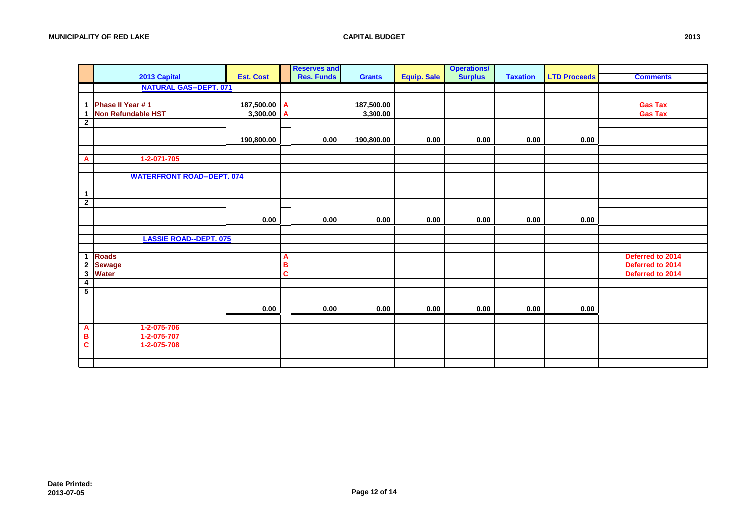| | 2013 Capital | Est. Cost | | Reserves and Res. Funds | Grants | Equip. Sale | Operations/ Surplus | Taxation | LTD Proceeds | Comments |
|---|---|---|---|---|---|---|---|---|---|---|
| | **NATURAL GAS--DEPT. 071** | | | | | | | | | |
| | | | | | | | | | | |
| 1 | Phase II Year # 1 | 187,500.00 | A | | 187,500.00 | | | | | Gas Tax |
| 1 | Non Refundable HST | 3,300.00 | A | | 3,300.00 | | | | | Gas Tax |
| 2 | | | | | | | | | | |
| | | | | | | | | | | |
| | | 190,800.00 | | 0.00 | 190,800.00 | 0.00 | 0.00 | 0.00 | 0.00 | |
| | | | | | | | | | | |
| A | 1-2-071-705 | | | | | | | | | |
| | | | | | | | | | | |
| | **WATERFRONT ROAD--DEPT. 074** | | | | | | | | | |
| | | | | | | | | | | |
| 1 | | | | | | | | | | |
| 2 | | | | | | | | | | |
| | | | | | | | | | | |
| | | 0.00 | | 0.00 | 0.00 | 0.00 | 0.00 | 0.00 | 0.00 | |
| | | | | | | | | | | |
| | **LASSIE ROAD--DEPT. 075** | | | | | | | | | |
| | | | | | | | | | | |
| 1 | Roads | | A | | | | | | | Deferred to 2014 |
| 2 | Sewage | | B | | | | | | | Deferred to 2014 |
| 3 | Water | | C | | | | | | | Deferred to 2014 |
| 4 | | | | | | | | | | |
| 5 | | | | | | | | | | |
| | | | | | | | | | | |
| | | 0.00 | | 0.00 | 0.00 | 0.00 | 0.00 | 0.00 | 0.00 | |
| | | | | | | | | | | |
| A | 1-2-075-706 | | | | | | | | | |
| B | 1-2-075-707 | | | | | | | | | |
| C | 1-2-075-708 | | | | | | | | | |

Date Printed:
2013-07-05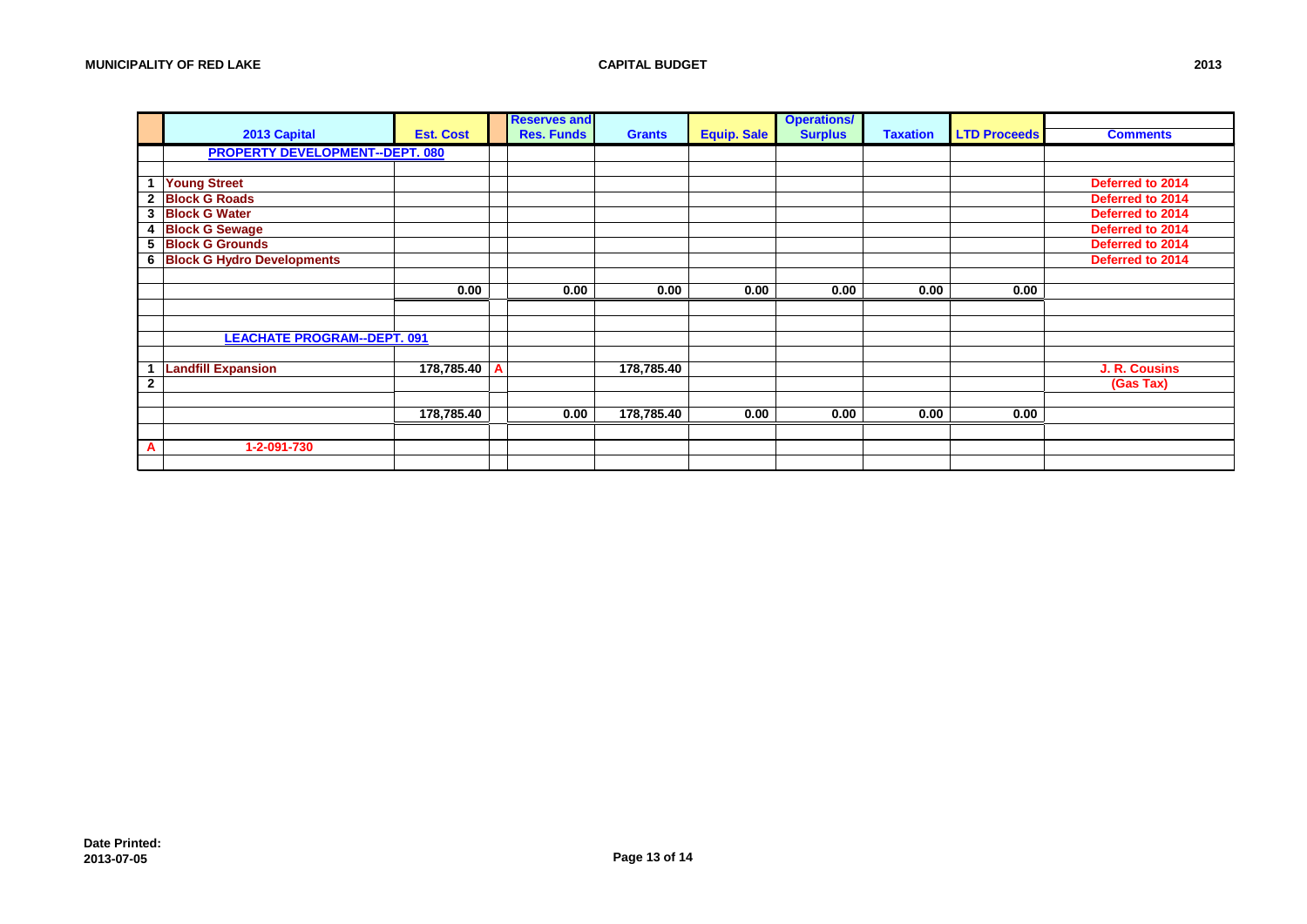| | 2013 Capital | Est. Cost | | Reserves and Res. Funds | Grants | Equip. Sale | Operations/ Surplus | Taxation | LTD Proceeds | Comments |
|---|---|---|---|---|---|---|---|---|---|---|
| | PROPERTY DEVELOPMENT--DEPT. 080 | | | | | | | | | |
| | | | | | | | | | | |
| 1 | Young Street | | | | | | | | | Deferred to 2014 |
| 2 | Block G Roads | | | | | | | | | Deferred to 2014 |
| 3 | Block G Water | | | | | | | | | Deferred to 2014 |
| 4 | Block G Sewage | | | | | | | | | Deferred to 2014 |
| 5 | Block G Grounds | | | | | | | | | Deferred to 2014 |
| 6 | Block G Hydro Developments | | | | | | | | | Deferred to 2014 |
| | | | | | | | | | | |
| | | 0.00 | | 0.00 | 0.00 | 0.00 | 0.00 | 0.00 | 0.00 | |
| | | | | | | | | | | |
| | | | | | | | | | | |
| | LEACHATE PROGRAM--DEPT. 091 | | | | | | | | | |
| | | | | | | | | | | |
| 1 | Landfill Expansion | 178,785.40 | A | | 178,785.40 | | | | | J. R. Cousins |
| 2 | | | | | | | | | | (Gas Tax) |
| | | | | | | | | | | |
| | | 178,785.40 | | 0.00 | 178,785.40 | 0.00 | 0.00 | 0.00 | 0.00 | |
| | | | | | | | | | | |
| A | 1-2-091-730 | | | | | | | | | |

Date Printed:
2013-07-05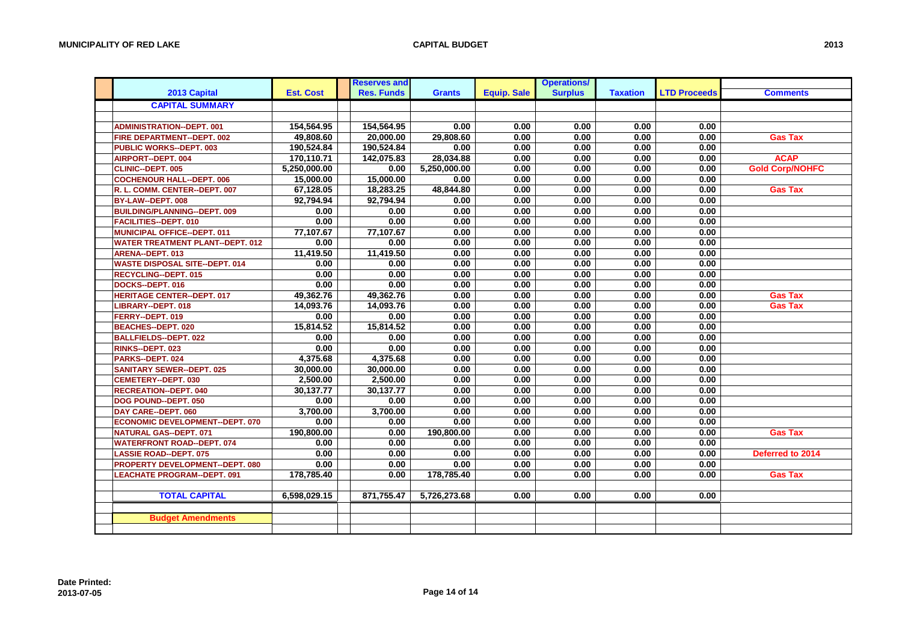| 2013 Capital | Est. Cost | Reserves and Res. Funds | Grants | Equip. Sale | Operations/ Surplus | Taxation | LTD Proceeds | Comments |
|---|---|---|---|---|---|---|---|---|
| **CAPITAL SUMMARY** | | | | | | | | |
| | | | | | | | | |
| ADMINISTRATION--DEPT. 001 | 154,564.95 | 154,564.95 | 0.00 | 0.00 | 0.00 | 0.00 | 0.00 | |
| FIRE DEPARTMENT--DEPT. 002 | 49,808.60 | 20,000.00 | 29,808.60 | 0.00 | 0.00 | 0.00 | 0.00 | Gas Tax |
| PUBLIC WORKS--DEPT. 003 | 190,524.84 | 190,524.84 | 0.00 | 0.00 | 0.00 | 0.00 | 0.00 | |
| AIRPORT--DEPT. 004 | 170,110.71 | 142,075.83 | 28,034.88 | 0.00 | 0.00 | 0.00 | 0.00 | ACAP |
| CLINIC--DEPT. 005 | 5,250,000.00 | 0.00 | 5,250,000.00 | 0.00 | 0.00 | 0.00 | 0.00 | Gold Corp/NOHFC |
| COCHENOUR HALL--DEPT. 006 | 15,000.00 | 15,000.00 | 0.00 | 0.00 | 0.00 | 0.00 | 0.00 | |
| R. L. COMM. CENTER--DEPT. 007 | 67,128.05 | 18,283.25 | 48,844.80 | 0.00 | 0.00 | 0.00 | 0.00 | Gas Tax |
| BY-LAW--DEPT. 008 | 92,794.94 | 92,794.94 | 0.00 | 0.00 | 0.00 | 0.00 | 0.00 | |
| BUILDING/PLANNING--DEPT. 009 | 0.00 | 0.00 | 0.00 | 0.00 | 0.00 | 0.00 | 0.00 | |
| FACILITIES--DEPT. 010 | 0.00 | 0.00 | 0.00 | 0.00 | 0.00 | 0.00 | 0.00 | |
| MUNICIPAL OFFICE--DEPT. 011 | 77,107.67 | 77,107.67 | 0.00 | 0.00 | 0.00 | 0.00 | 0.00 | |
| WATER TREATMENT PLANT--DEPT. 012 | 0.00 | 0.00 | 0.00 | 0.00 | 0.00 | 0.00 | 0.00 | |
| ARENA--DEPT. 013 | 11,419.50 | 11,419.50 | 0.00 | 0.00 | 0.00 | 0.00 | 0.00 | |
| WASTE DISPOSAL SITE--DEPT. 014 | 0.00 | 0.00 | 0.00 | 0.00 | 0.00 | 0.00 | 0.00 | |
| RECYCLING--DEPT. 015 | 0.00 | 0.00 | 0.00 | 0.00 | 0.00 | 0.00 | 0.00 | |
| DOCKS--DEPT. 016 | 0.00 | 0.00 | 0.00 | 0.00 | 0.00 | 0.00 | 0.00 | |
| HERITAGE CENTER--DEPT. 017 | 49,362.76 | 49,362.76 | 0.00 | 0.00 | 0.00 | 0.00 | 0.00 | Gas Tax |
| LIBRARY--DEPT. 018 | 14,093.76 | 14,093.76 | 0.00 | 0.00 | 0.00 | 0.00 | 0.00 | Gas Tax |
| FERRY--DEPT. 019 | 0.00 | 0.00 | 0.00 | 0.00 | 0.00 | 0.00 | 0.00 | |
| BEACHES--DEPT. 020 | 15,814.52 | 15,814.52 | 0.00 | 0.00 | 0.00 | 0.00 | 0.00 | |
| BALLFIELDS--DEPT. 022 | 0.00 | 0.00 | 0.00 | 0.00 | 0.00 | 0.00 | 0.00 | |
| RINKS--DEPT. 023 | 0.00 | 0.00 | 0.00 | 0.00 | 0.00 | 0.00 | 0.00 | |
| PARKS--DEPT. 024 | 4,375.68 | 4,375.68 | 0.00 | 0.00 | 0.00 | 0.00 | 0.00 | |
| SANITARY SEWER--DEPT. 025 | 30,000.00 | 30,000.00 | 0.00 | 0.00 | 0.00 | 0.00 | 0.00 | |
| CEMETERY--DEPT. 030 | 2,500.00 | 2,500.00 | 0.00 | 0.00 | 0.00 | 0.00 | 0.00 | |
| RECREATION--DEPT. 040 | 30,137.77 | 30,137.77 | 0.00 | 0.00 | 0.00 | 0.00 | 0.00 | |
| DOG POUND--DEPT. 050 | 0.00 | 0.00 | 0.00 | 0.00 | 0.00 | 0.00 | 0.00 | |
| DAY CARE--DEPT. 060 | 3,700.00 | 3,700.00 | 0.00 | 0.00 | 0.00 | 0.00 | 0.00 | |
| ECONOMIC DEVELOPMENT--DEPT. 070 | 0.00 | 0.00 | 0.00 | 0.00 | 0.00 | 0.00 | 0.00 | |
| NATURAL GAS--DEPT. 071 | 190,800.00 | 0.00 | 190,800.00 | 0.00 | 0.00 | 0.00 | 0.00 | Gas Tax |
| WATERFRONT ROAD--DEPT. 074 | 0.00 | 0.00 | 0.00 | 0.00 | 0.00 | 0.00 | 0.00 | |
| LASSIE ROAD--DEPT. 075 | 0.00 | 0.00 | 0.00 | 0.00 | 0.00 | 0.00 | 0.00 | Deferred to 2014 |
| PROPERTY DEVELOPMENT--DEPT. 080 | 0.00 | 0.00 | 0.00 | 0.00 | 0.00 | 0.00 | 0.00 | |
| LEACHATE PROGRAM--DEPT. 091 | 178,785.40 | 0.00 | 178,785.40 | 0.00 | 0.00 | 0.00 | 0.00 | Gas Tax |
| | | | | | | | | |
| **TOTAL CAPITAL** | 6,598,029.15 | 871,755.47 | 5,726,273.68 | 0.00 | 0.00 | 0.00 | 0.00 | |
| | | | | | | | | |
| **Budget Amendments** | | | | | | | | |
| | | | | | | | | |

**Date Printed:**
**2013-07-05**